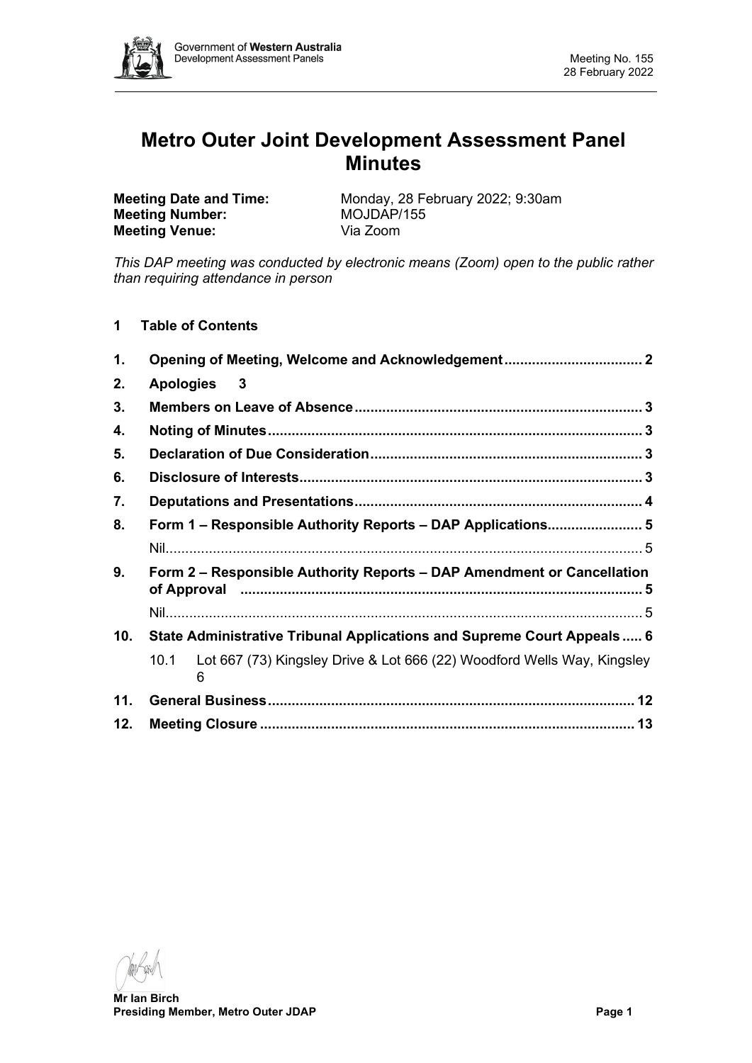# Metro Outer Joint Development Assessment Panel Minutes

**Meeting Date and Time:** Monday, 28 February 2022; 9:30am
**Meeting Number:** MOJDAP/155
**Meeting Venue:** Via Zoom

*This DAP meeting was conducted by electronic means (Zoom) open to the public rather than requiring attendance in person*

## 1 Table of Contents

1. **Opening of Meeting, Welcome and Acknowledgement** .... 2
2. **Apologies** .... 3
3. **Members on Leave of Absence** .... 3
4. **Noting of Minutes** .... 3
5. **Declaration of Due Consideration** .... 3
6. **Disclosure of Interests** .... 3
7. **Deputations and Presentations** .... 4
8. **Form 1 – Responsible Authority Reports – DAP Applications** .... 5
   - Nil .... 5
9. **Form 2 – Responsible Authority Reports – DAP Amendment or Cancellation of Approval** .... 5
   - Nil .... 5
10. **State Administrative Tribunal Applications and Supreme Court Appeals** .... 6
    - 10.1 Lot 667 (73) Kingsley Drive & Lot 666 (22) Woodford Wells Way, Kingsley .... 6
11. **General Business** .... 12
12. **Meeting Closure** .... 13

**Mr Ian Birch**
**Presiding Member, Metro Outer JDAP**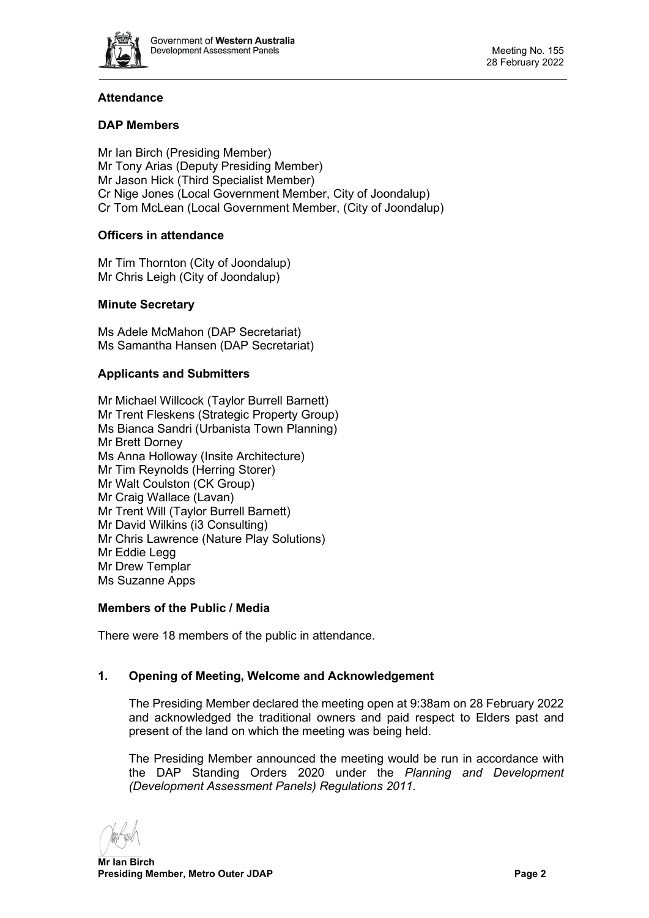## Attendance

### DAP Members

Mr Ian Birch (Presiding Member)
Mr Tony Arias (Deputy Presiding Member)
Mr Jason Hick (Third Specialist Member)
Cr Nige Jones (Local Government Member, City of Joondalup)
Cr Tom McLean (Local Government Member, (City of Joondalup)

### Officers in attendance

Mr Tim Thornton (City of Joondalup)
Mr Chris Leigh (City of Joondalup)

### Minute Secretary

Ms Adele McMahon (DAP Secretariat)
Ms Samantha Hansen (DAP Secretariat)

### Applicants and Submitters

Mr Michael Willcock (Taylor Burrell Barnett)
Mr Trent Fleskens (Strategic Property Group)
Ms Bianca Sandri (Urbanista Town Planning)
Mr Brett Dorney
Ms Anna Holloway (Insite Architecture)
Mr Tim Reynolds (Herring Storer)
Mr Walt Coulston (CK Group)
Mr Craig Wallace (Lavan)
Mr Trent Will (Taylor Burrell Barnett)
Mr David Wilkins (i3 Consulting)
Mr Chris Lawrence (Nature Play Solutions)
Mr Eddie Legg
Mr Drew Templar
Ms Suzanne Apps

### Members of the Public / Media

There were 18 members of the public in attendance.

## 1. Opening of Meeting, Welcome and Acknowledgement

The Presiding Member declared the meeting open at 9:38am on 28 February 2022 and acknowledged the traditional owners and paid respect to Elders past and present of the land on which the meeting was being held.

The Presiding Member announced the meeting would be run in accordance with the DAP Standing Orders 2020 under the *Planning and Development (Development Assessment Panels) Regulations 2011*.

**Mr Ian Birch**
**Presiding Member, Metro Outer JDAP**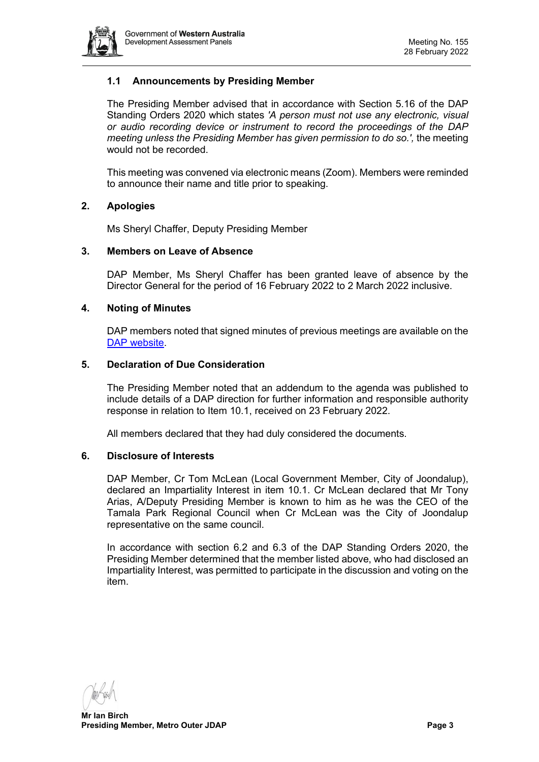### 1.1 Announcements by Presiding Member

The Presiding Member advised that in accordance with Section 5.16 of the DAP Standing Orders 2020 which states *'A person must not use any electronic, visual or audio recording device or instrument to record the proceedings of the DAP meeting unless the Presiding Member has given permission to do so.',* the meeting would not be recorded.

This meeting was convened via electronic means (Zoom). Members were reminded to announce their name and title prior to speaking.

## 2. Apologies

Ms Sheryl Chaffer, Deputy Presiding Member

## 3. Members on Leave of Absence

DAP Member, Ms Sheryl Chaffer has been granted leave of absence by the Director General for the period of 16 February 2022 to 2 March 2022 inclusive.

## 4. Noting of Minutes

DAP members noted that signed minutes of previous meetings are available on the [DAP website](DAP website).

## 5. Declaration of Due Consideration

The Presiding Member noted that an addendum to the agenda was published to include details of a DAP direction for further information and responsible authority response in relation to Item 10.1, received on 23 February 2022.

All members declared that they had duly considered the documents.

## 6. Disclosure of Interests

DAP Member, Cr Tom McLean (Local Government Member, City of Joondalup), declared an Impartiality Interest in item 10.1. Cr McLean declared that Mr Tony Arias, A/Deputy Presiding Member is known to him as he was the CEO of the Tamala Park Regional Council when Cr McLean was the City of Joondalup representative on the same council.

In accordance with section 6.2 and 6.3 of the DAP Standing Orders 2020, the Presiding Member determined that the member listed above, who had disclosed an Impartiality Interest, was permitted to participate in the discussion and voting on the item.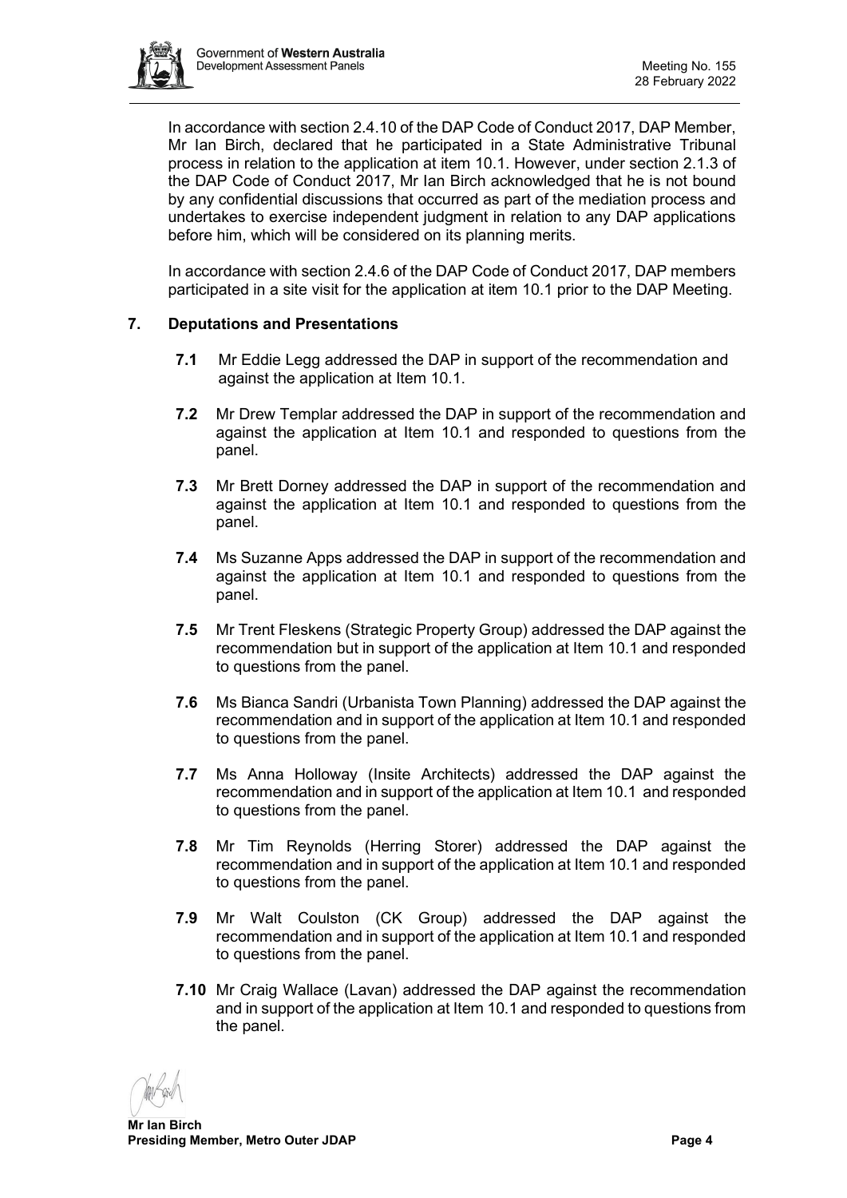In accordance with section 2.4.10 of the DAP Code of Conduct 2017, DAP Member, Mr Ian Birch, declared that he participated in a State Administrative Tribunal process in relation to the application at item 10.1. However, under section 2.1.3 of the DAP Code of Conduct 2017, Mr Ian Birch acknowledged that he is not bound by any confidential discussions that occurred as part of the mediation process and undertakes to exercise independent judgment in relation to any DAP applications before him, which will be considered on its planning merits.

In accordance with section 2.4.6 of the DAP Code of Conduct 2017, DAP members participated in a site visit for the application at item 10.1 prior to the DAP Meeting.

## 7. Deputations and Presentations

**7.1** Mr Eddie Legg addressed the DAP in support of the recommendation and against the application at Item 10.1.

**7.2** Mr Drew Templar addressed the DAP in support of the recommendation and against the application at Item 10.1 and responded to questions from the panel.

**7.3** Mr Brett Dorney addressed the DAP in support of the recommendation and against the application at Item 10.1 and responded to questions from the panel.

**7.4** Ms Suzanne Apps addressed the DAP in support of the recommendation and against the application at Item 10.1 and responded to questions from the panel.

**7.5** Mr Trent Fleskens (Strategic Property Group) addressed the DAP against the recommendation but in support of the application at Item 10.1 and responded to questions from the panel.

**7.6** Ms Bianca Sandri (Urbanista Town Planning) addressed the DAP against the recommendation and in support of the application at Item 10.1 and responded to questions from the panel.

**7.7** Ms Anna Holloway (Insite Architects) addressed the DAP against the recommendation and in support of the application at Item 10.1 and responded to questions from the panel.

**7.8** Mr Tim Reynolds (Herring Storer) addressed the DAP against the recommendation and in support of the application at Item 10.1 and responded to questions from the panel.

**7.9** Mr Walt Coulston (CK Group) addressed the DAP against the recommendation and in support of the application at Item 10.1 and responded to questions from the panel.

**7.10** Mr Craig Wallace (Lavan) addressed the DAP against the recommendation and in support of the application at Item 10.1 and responded to questions from the panel.

**Mr Ian Birch**
**Presiding Member, Metro Outer JDAP**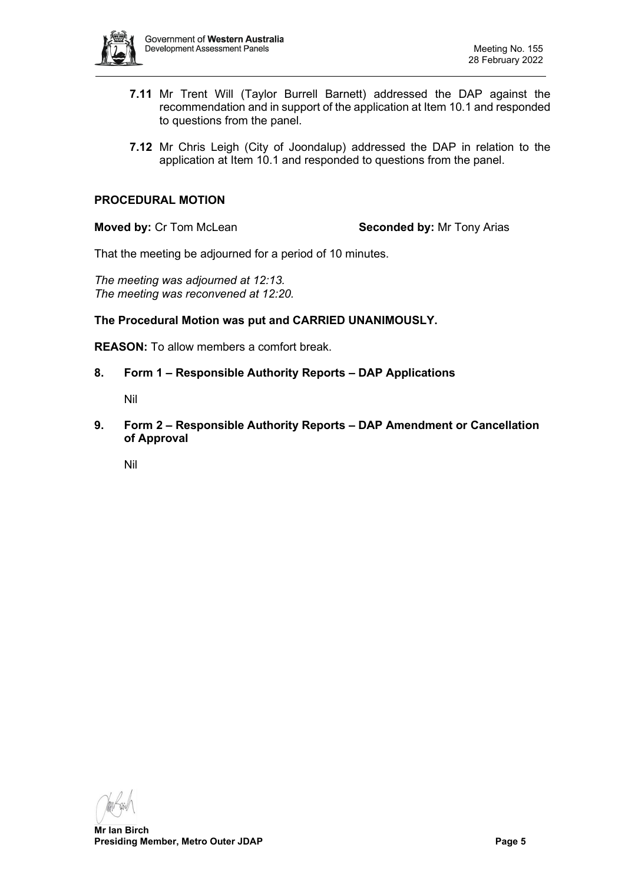**7.11** Mr Trent Will (Taylor Burrell Barnett) addressed the DAP against the recommendation and in support of the application at Item 10.1 and responded to questions from the panel.

**7.12** Mr Chris Leigh (City of Joondalup) addressed the DAP in relation to the application at Item 10.1 and responded to questions from the panel.

**PROCEDURAL MOTION**

**Moved by:** Cr Tom McLean **Seconded by:** Mr Tony Arias

That the meeting be adjourned for a period of 10 minutes.

*The meeting was adjourned at 12:13.*
*The meeting was reconvened at 12:20.*

**The Procedural Motion was put and CARRIED UNANIMOUSLY.**

**REASON:** To allow members a comfort break.

## 8. Form 1 – Responsible Authority Reports – DAP Applications

Nil

## 9. Form 2 – Responsible Authority Reports – DAP Amendment or Cancellation of Approval

Nil

**Mr Ian Birch**
**Presiding Member, Metro Outer JDAP**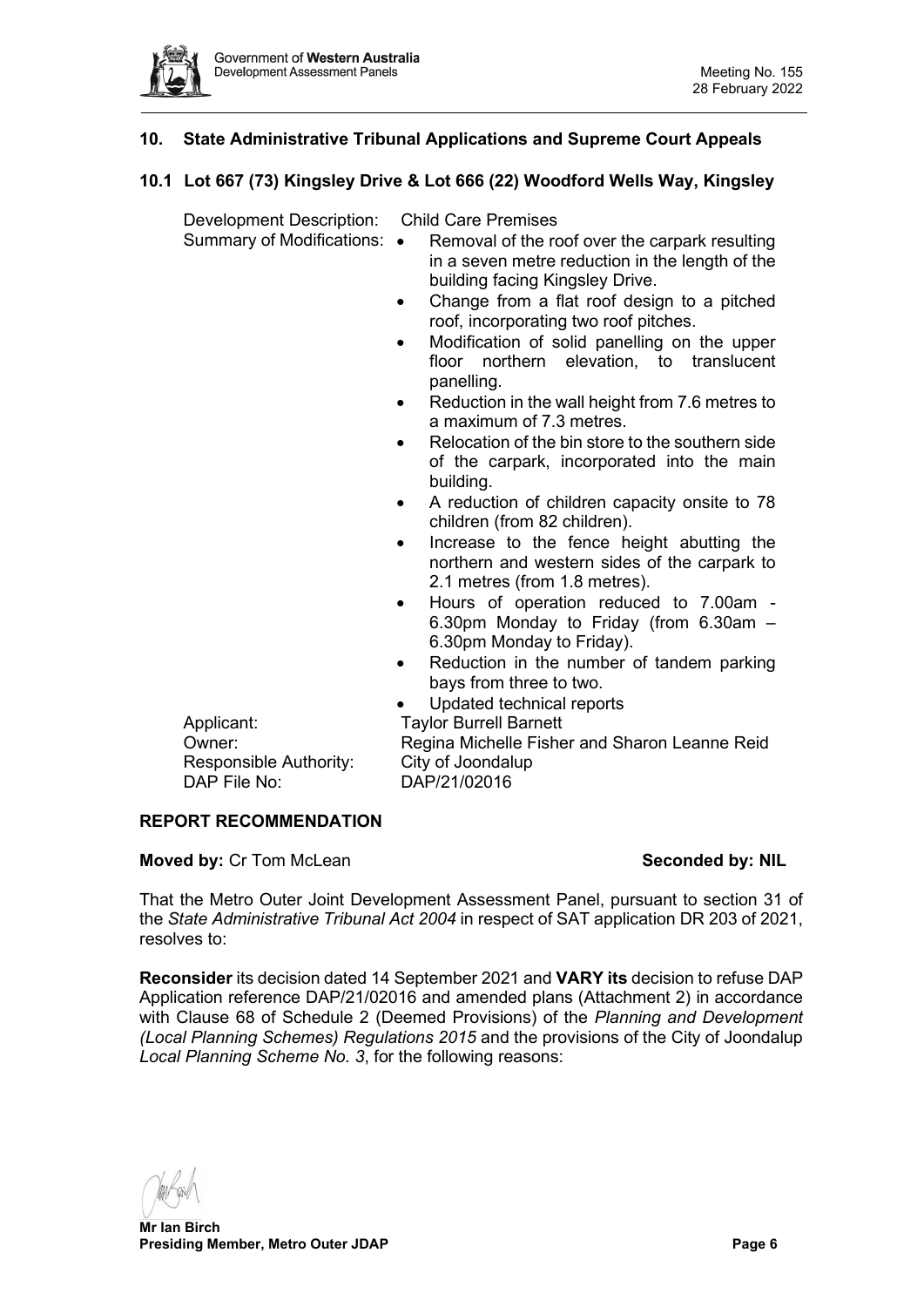## 10. State Administrative Tribunal Applications and Supreme Court Appeals

### 10.1 Lot 667 (73) Kingsley Drive & Lot 666 (22) Woodford Wells Way, Kingsley

| | |
|---|---|
| Development Description: | Child Care Premises |
| Summary of Modifications: | • Removal of the roof over the carpark resulting in a seven metre reduction in the length of the building facing Kingsley Drive.<br>• Change from a flat roof design to a pitched roof, incorporating two roof pitches.<br>• Modification of solid panelling on the upper floor northern elevation, to translucent panelling.<br>• Reduction in the wall height from 7.6 metres to a maximum of 7.3 metres.<br>• Relocation of the bin store to the southern side of the carpark, incorporated into the main building.<br>• A reduction of children capacity onsite to 78 children (from 82 children).<br>• Increase to the fence height abutting the northern and western sides of the carpark to 2.1 metres (from 1.8 metres).<br>• Hours of operation reduced to 7.00am - 6.30pm Monday to Friday (from 6.30am – 6.30pm Monday to Friday).<br>• Reduction in the number of tandem parking bays from three to two.<br>• Updated technical reports |
| Applicant: | Taylor Burrell Barnett |
| Owner: | Regina Michelle Fisher and Sharon Leanne Reid |
| Responsible Authority: | City of Joondalup |
| DAP File No: | DAP/21/02016 |

**REPORT RECOMMENDATION**

**Moved by:** Cr Tom McLean **Seconded by: NIL**

That the Metro Outer Joint Development Assessment Panel, pursuant to section 31 of the *State Administrative Tribunal Act 2004* in respect of SAT application DR 203 of 2021, resolves to:

**Reconsider** its decision dated 14 September 2021 and **VARY its** decision to refuse DAP Application reference DAP/21/02016 and amended plans (Attachment 2) in accordance with Clause 68 of Schedule 2 (Deemed Provisions) of the *Planning and Development (Local Planning Schemes) Regulations 2015* and the provisions of the City of Joondalup *Local Planning Scheme No. 3*, for the following reasons: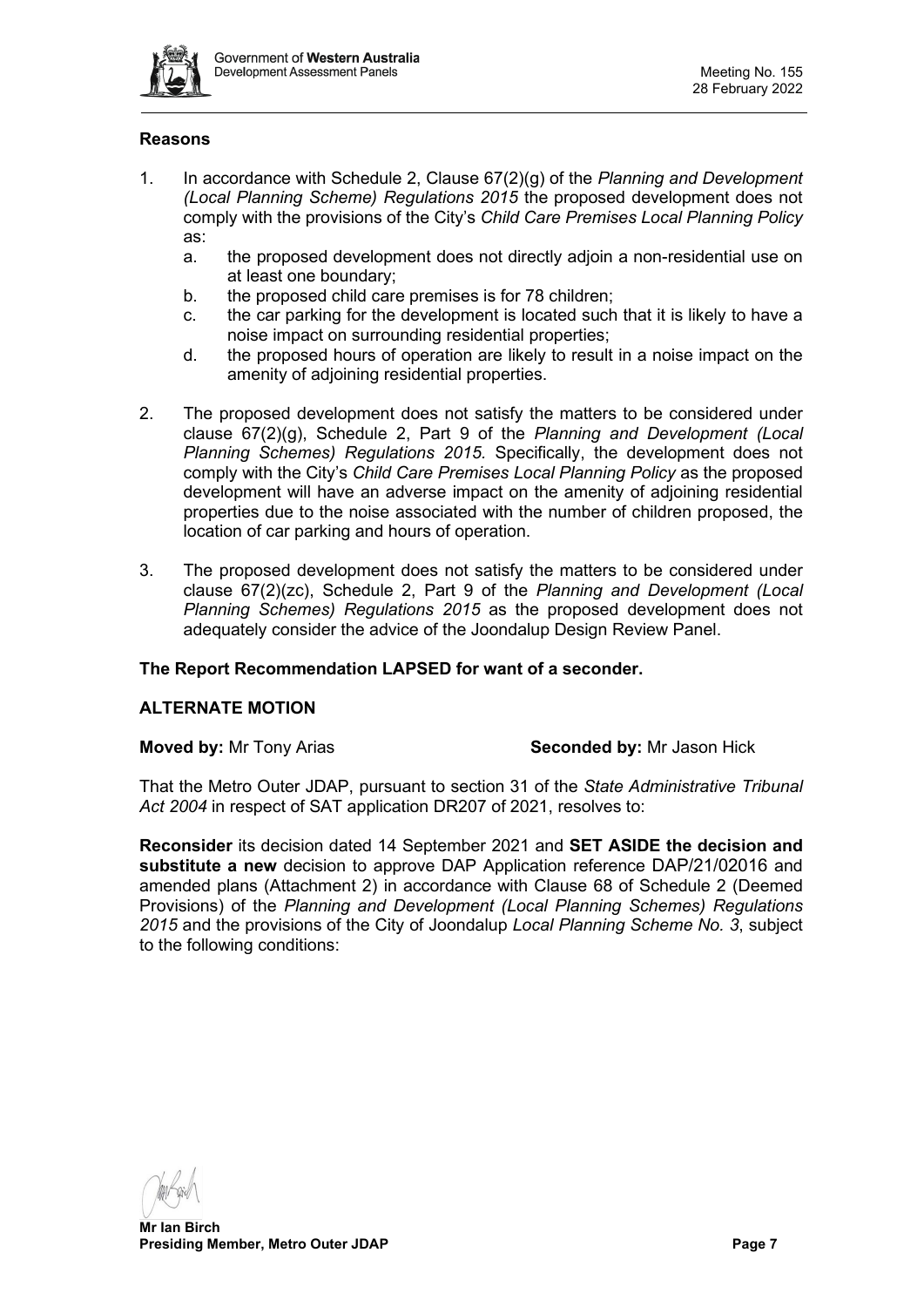**Reasons**

1. In accordance with Schedule 2, Clause 67(2)(g) of the *Planning and Development (Local Planning Scheme) Regulations 2015* the proposed development does not comply with the provisions of the City's *Child Care Premises Local Planning Policy* as:
   a. the proposed development does not directly adjoin a non-residential use on at least one boundary;
   b. the proposed child care premises is for 78 children;
   c. the car parking for the development is located such that it is likely to have a noise impact on surrounding residential properties;
   d. the proposed hours of operation are likely to result in a noise impact on the amenity of adjoining residential properties.

2. The proposed development does not satisfy the matters to be considered under clause 67(2)(g), Schedule 2, Part 9 of the *Planning and Development (Local Planning Schemes) Regulations 2015*. Specifically, the development does not comply with the City's *Child Care Premises Local Planning Policy* as the proposed development will have an adverse impact on the amenity of adjoining residential properties due to the noise associated with the number of children proposed, the location of car parking and hours of operation.

3. The proposed development does not satisfy the matters to be considered under clause 67(2)(zc), Schedule 2, Part 9 of the *Planning and Development (Local Planning Schemes) Regulations 2015* as the proposed development does not adequately consider the advice of the Joondalup Design Review Panel.

**The Report Recommendation LAPSED for want of a seconder.**

**ALTERNATE MOTION**

**Moved by:** Mr Tony Arias **Seconded by:** Mr Jason Hick

That the Metro Outer JDAP, pursuant to section 31 of the *State Administrative Tribunal Act 2004* in respect of SAT application DR207 of 2021, resolves to:

**Reconsider** its decision dated 14 September 2021 and **SET ASIDE the decision and substitute a new** decision to approve DAP Application reference DAP/21/02016 and amended plans (Attachment 2) in accordance with Clause 68 of Schedule 2 (Deemed Provisions) of the *Planning and Development (Local Planning Schemes) Regulations 2015* and the provisions of the City of Joondalup *Local Planning Scheme No. 3*, subject to the following conditions: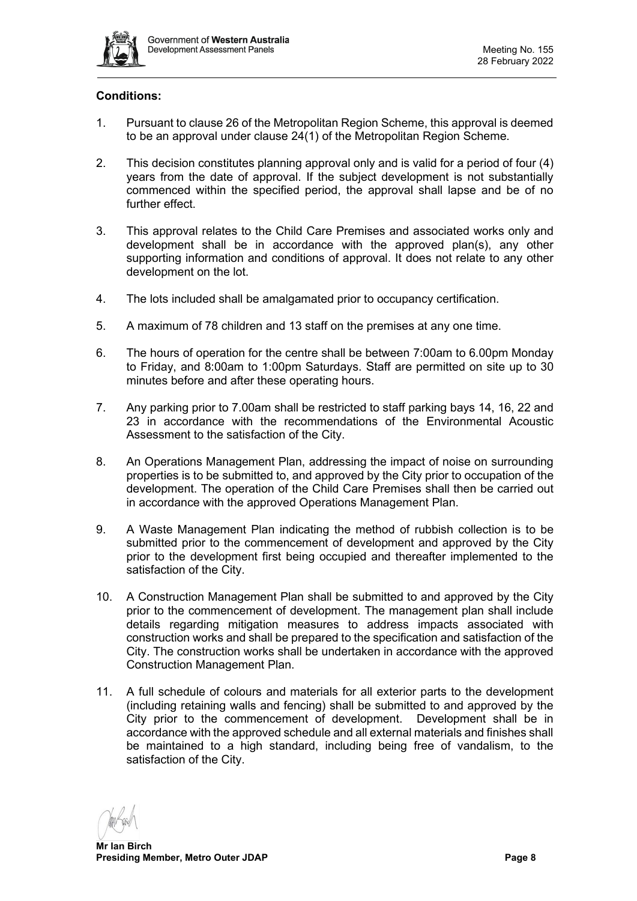**Conditions:**

1. Pursuant to clause 26 of the Metropolitan Region Scheme, this approval is deemed to be an approval under clause 24(1) of the Metropolitan Region Scheme.

2. This decision constitutes planning approval only and is valid for a period of four (4) years from the date of approval. If the subject development is not substantially commenced within the specified period, the approval shall lapse and be of no further effect.

3. This approval relates to the Child Care Premises and associated works only and development shall be in accordance with the approved plan(s), any other supporting information and conditions of approval. It does not relate to any other development on the lot.

4. The lots included shall be amalgamated prior to occupancy certification.

5. A maximum of 78 children and 13 staff on the premises at any one time.

6. The hours of operation for the centre shall be between 7:00am to 6.00pm Monday to Friday, and 8:00am to 1:00pm Saturdays. Staff are permitted on site up to 30 minutes before and after these operating hours.

7. Any parking prior to 7.00am shall be restricted to staff parking bays 14, 16, 22 and 23 in accordance with the recommendations of the Environmental Acoustic Assessment to the satisfaction of the City.

8. An Operations Management Plan, addressing the impact of noise on surrounding properties is to be submitted to, and approved by the City prior to occupation of the development. The operation of the Child Care Premises shall then be carried out in accordance with the approved Operations Management Plan.

9. A Waste Management Plan indicating the method of rubbish collection is to be submitted prior to the commencement of development and approved by the City prior to the development first being occupied and thereafter implemented to the satisfaction of the City.

10. A Construction Management Plan shall be submitted to and approved by the City prior to the commencement of development. The management plan shall include details regarding mitigation measures to address impacts associated with construction works and shall be prepared to the specification and satisfaction of the City. The construction works shall be undertaken in accordance with the approved Construction Management Plan.

11. A full schedule of colours and materials for all exterior parts to the development (including retaining walls and fencing) shall be submitted to and approved by the City prior to the commencement of development. Development shall be in accordance with the approved schedule and all external materials and finishes shall be maintained to a high standard, including being free of vandalism, to the satisfaction of the City.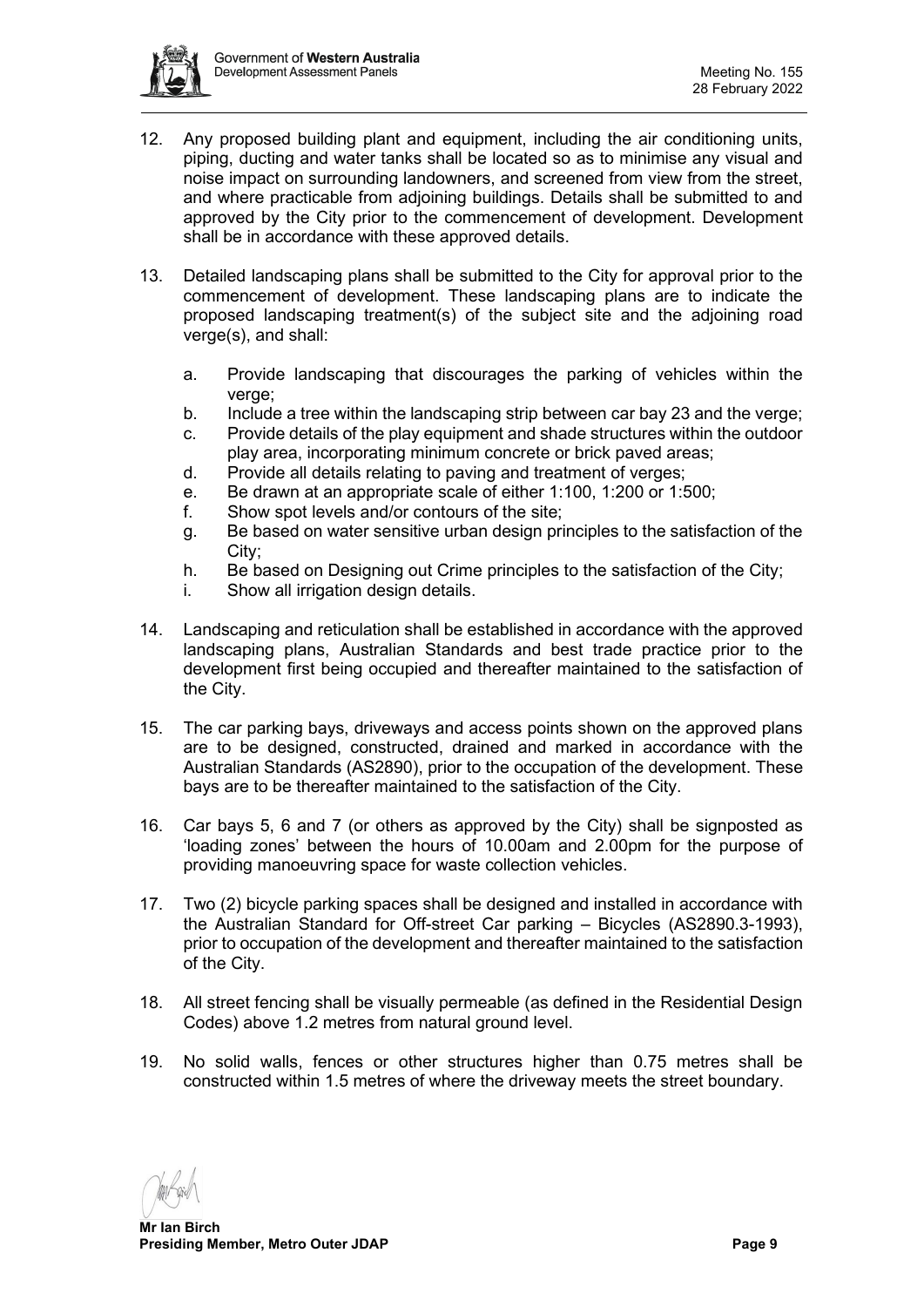12. Any proposed building plant and equipment, including the air conditioning units, piping, ducting and water tanks shall be located so as to minimise any visual and noise impact on surrounding landowners, and screened from view from the street, and where practicable from adjoining buildings. Details shall be submitted to and approved by the City prior to the commencement of development. Development shall be in accordance with these approved details.

13. Detailed landscaping plans shall be submitted to the City for approval prior to the commencement of development. These landscaping plans are to indicate the proposed landscaping treatment(s) of the subject site and the adjoining road verge(s), and shall:

    a. Provide landscaping that discourages the parking of vehicles within the verge;
    b. Include a tree within the landscaping strip between car bay 23 and the verge;
    c. Provide details of the play equipment and shade structures within the outdoor play area, incorporating minimum concrete or brick paved areas;
    d. Provide all details relating to paving and treatment of verges;
    e. Be drawn at an appropriate scale of either 1:100, 1:200 or 1:500;
    f. Show spot levels and/or contours of the site;
    g. Be based on water sensitive urban design principles to the satisfaction of the City;
    h. Be based on Designing out Crime principles to the satisfaction of the City;
    i. Show all irrigation design details.

14. Landscaping and reticulation shall be established in accordance with the approved landscaping plans, Australian Standards and best trade practice prior to the development first being occupied and thereafter maintained to the satisfaction of the City.

15. The car parking bays, driveways and access points shown on the approved plans are to be designed, constructed, drained and marked in accordance with the Australian Standards (AS2890), prior to the occupation of the development. These bays are to be thereafter maintained to the satisfaction of the City.

16. Car bays 5, 6 and 7 (or others as approved by the City) shall be signposted as 'loading zones' between the hours of 10.00am and 2.00pm for the purpose of providing manoeuvring space for waste collection vehicles.

17. Two (2) bicycle parking spaces shall be designed and installed in accordance with the Australian Standard for Off-street Car parking – Bicycles (AS2890.3-1993), prior to occupation of the development and thereafter maintained to the satisfaction of the City.

18. All street fencing shall be visually permeable (as defined in the Residential Design Codes) above 1.2 metres from natural ground level.

19. No solid walls, fences or other structures higher than 0.75 metres shall be constructed within 1.5 metres of where the driveway meets the street boundary.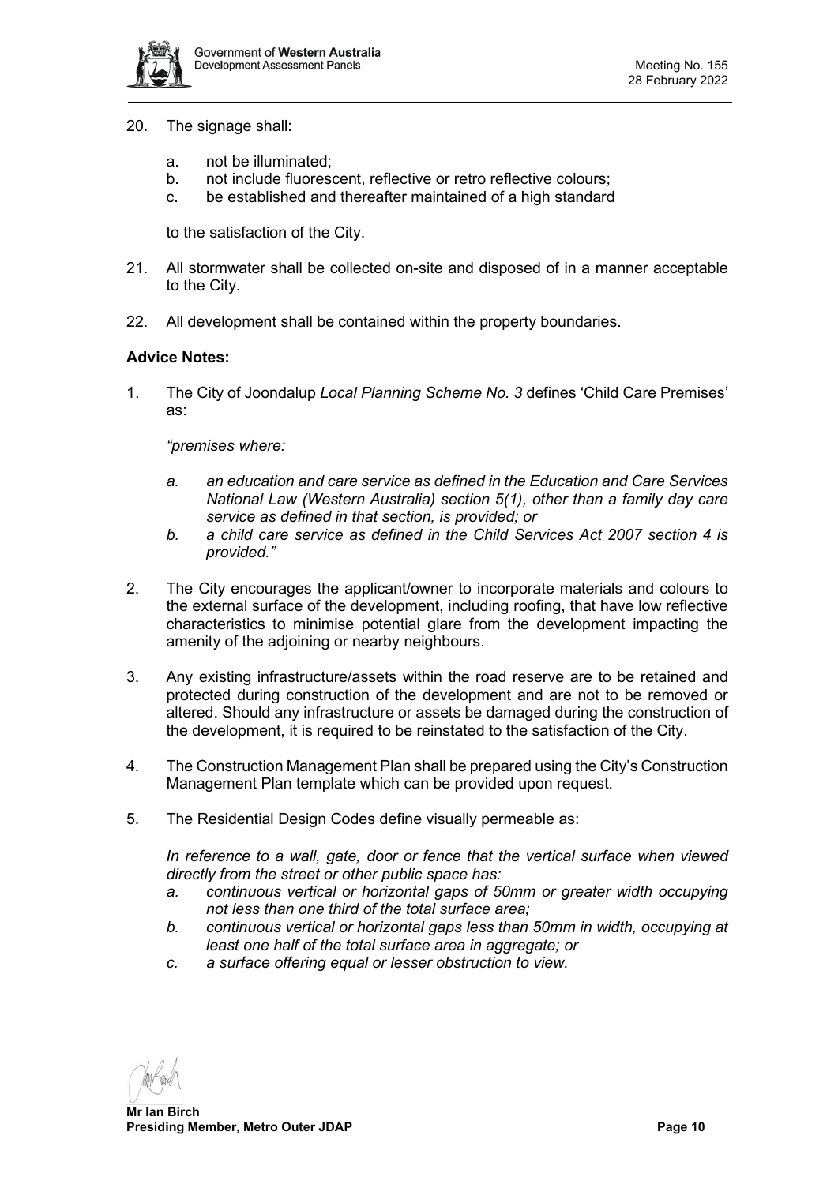20. The signage shall:

    a. not be illuminated;
    b. not include fluorescent, reflective or retro reflective colours;
    c. be established and thereafter maintained of a high standard

    to the satisfaction of the City.

21. All stormwater shall be collected on-site and disposed of in a manner acceptable to the City.

22. All development shall be contained within the property boundaries.

**Advice Notes:**

1. The City of Joondalup *Local Planning Scheme No. 3* defines 'Child Care Premises' as:

   *"premises where:*

   *a. an education and care service as defined in the Education and Care Services National Law (Western Australia) section 5(1), other than a family day care service as defined in that section, is provided; or*
   *b. a child care service as defined in the Child Services Act 2007 section 4 is provided."*

2. The City encourages the applicant/owner to incorporate materials and colours to the external surface of the development, including roofing, that have low reflective characteristics to minimise potential glare from the development impacting the amenity of the adjoining or nearby neighbours.

3. Any existing infrastructure/assets within the road reserve are to be retained and protected during construction of the development and are not to be removed or altered. Should any infrastructure or assets be damaged during the construction of the development, it is required to be reinstated to the satisfaction of the City.

4. The Construction Management Plan shall be prepared using the City's Construction Management Plan template which can be provided upon request.

5. The Residential Design Codes define visually permeable as:

   *In reference to a wall, gate, door or fence that the vertical surface when viewed directly from the street or other public space has:*
   *a. continuous vertical or horizontal gaps of 50mm or greater width occupying not less than one third of the total surface area;*
   *b. continuous vertical or horizontal gaps less than 50mm in width, occupying at least one half of the total surface area in aggregate; or*
   *c. a surface offering equal or lesser obstruction to view.*

**Mr Ian Birch**
**Presiding Member, Metro Outer JDAP**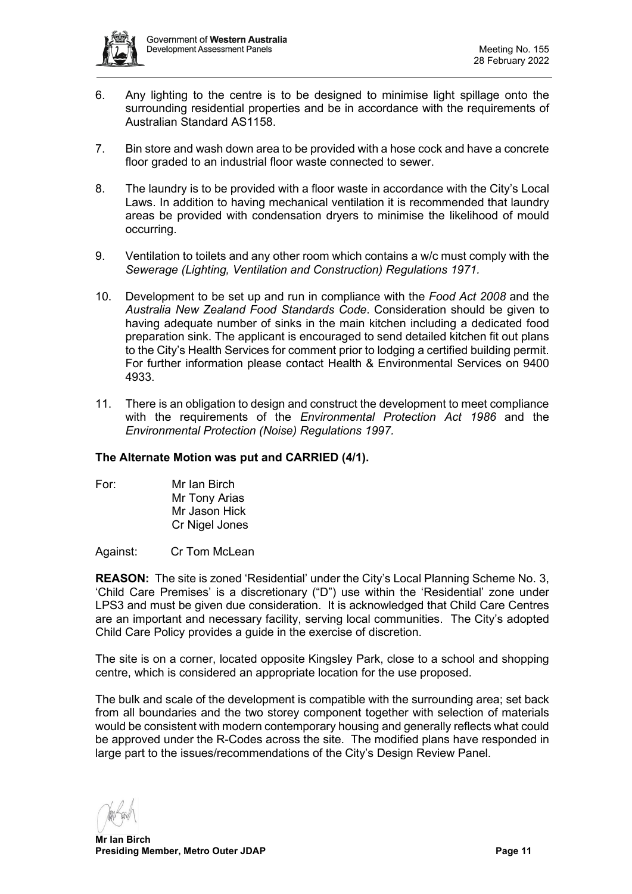6. Any lighting to the centre is to be designed to minimise light spillage onto the surrounding residential properties and be in accordance with the requirements of Australian Standard AS1158.

7. Bin store and wash down area to be provided with a hose cock and have a concrete floor graded to an industrial floor waste connected to sewer.

8. The laundry is to be provided with a floor waste in accordance with the City's Local Laws. In addition to having mechanical ventilation it is recommended that laundry areas be provided with condensation dryers to minimise the likelihood of mould occurring.

9. Ventilation to toilets and any other room which contains a w/c must comply with the *Sewerage (Lighting, Ventilation and Construction) Regulations 1971.*

10. Development to be set up and run in compliance with the *Food Act 2008* and the *Australia New Zealand Food Standards Code*. Consideration should be given to having adequate number of sinks in the main kitchen including a dedicated food preparation sink. The applicant is encouraged to send detailed kitchen fit out plans to the City's Health Services for comment prior to lodging a certified building permit. For further information please contact Health & Environmental Services on 9400 4933.

11. There is an obligation to design and construct the development to meet compliance with the requirements of the *Environmental Protection Act 1986* and the *Environmental Protection (Noise) Regulations 1997.*

**The Alternate Motion was put and CARRIED (4/1).**

For: Mr Ian Birch
Mr Tony Arias
Mr Jason Hick
Cr Nigel Jones

Against: Cr Tom McLean

**REASON:** The site is zoned 'Residential' under the City's Local Planning Scheme No. 3, 'Child Care Premises' is a discretionary ("D") use within the 'Residential' zone under LPS3 and must be given due consideration. It is acknowledged that Child Care Centres are an important and necessary facility, serving local communities. The City's adopted Child Care Policy provides a guide in the exercise of discretion.

The site is on a corner, located opposite Kingsley Park, close to a school and shopping centre, which is considered an appropriate location for the use proposed.

The bulk and scale of the development is compatible with the surrounding area; set back from all boundaries and the two storey component together with selection of materials would be consistent with modern contemporary housing and generally reflects what could be approved under the R-Codes across the site. The modified plans have responded in large part to the issues/recommendations of the City's Design Review Panel.

**Mr Ian Birch**
**Presiding Member, Metro Outer JDAP**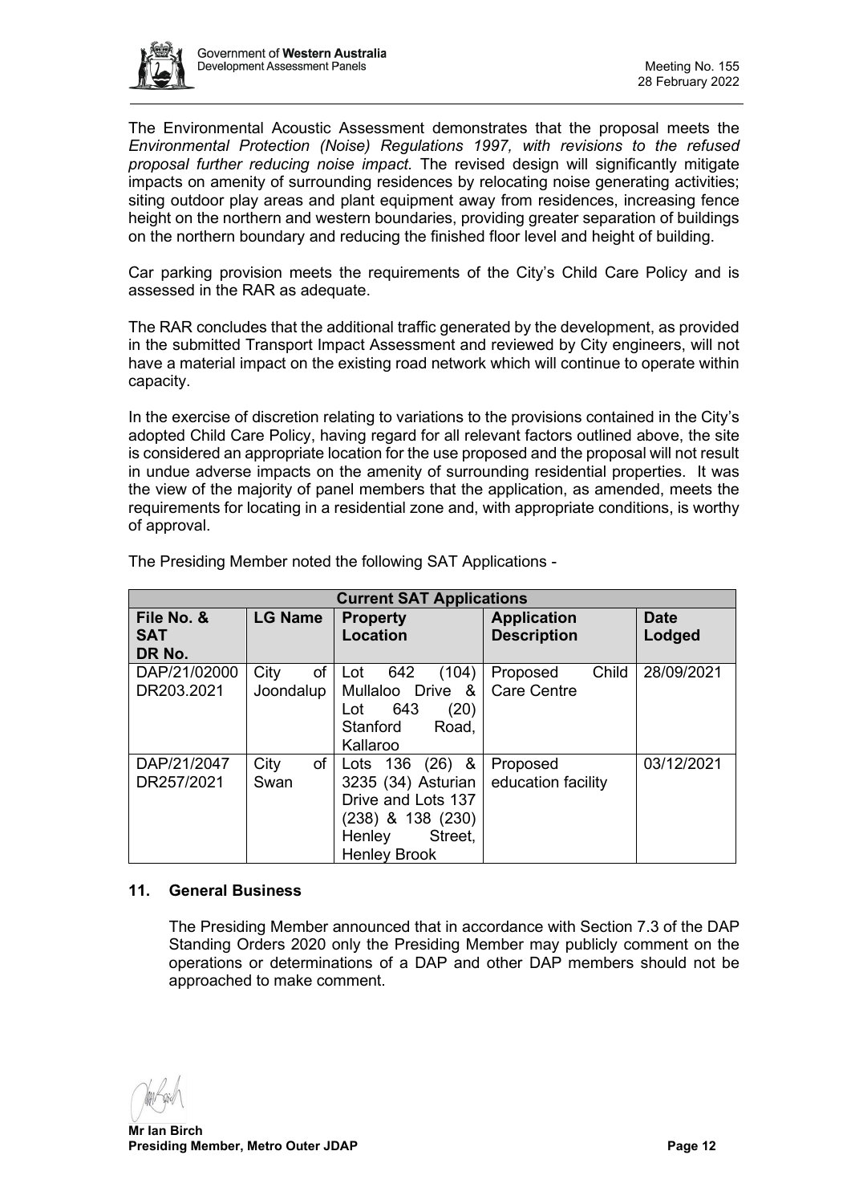The Environmental Acoustic Assessment demonstrates that the proposal meets the *Environmental Protection (Noise) Regulations 1997, with revisions to the refused proposal further reducing noise impact.* The revised design will significantly mitigate impacts on amenity of surrounding residences by relocating noise generating activities; siting outdoor play areas and plant equipment away from residences, increasing fence height on the northern and western boundaries, providing greater separation of buildings on the northern boundary and reducing the finished floor level and height of building.

Car parking provision meets the requirements of the City's Child Care Policy and is assessed in the RAR as adequate.

The RAR concludes that the additional traffic generated by the development, as provided in the submitted Transport Impact Assessment and reviewed by City engineers, will not have a material impact on the existing road network which will continue to operate within capacity.

In the exercise of discretion relating to variations to the provisions contained in the City's adopted Child Care Policy, having regard for all relevant factors outlined above, the site is considered an appropriate location for the use proposed and the proposal will not result in undue adverse impacts on the amenity of surrounding residential properties. It was the view of the majority of panel members that the application, as amended, meets the requirements for locating in a residential zone and, with appropriate conditions, is worthy of approval.

The Presiding Member noted the following SAT Applications -

| **Current SAT Applications** | | | | |
|---|---|---|---|---|
| **File No. & SAT DR No.** | **LG Name** | **Property Location** | **Application Description** | **Date Lodged** |
| DAP/21/02000 DR203.2021 | City of Joondalup | Lot 642 (104) Mullaloo Drive & Lot 643 (20) Stanford Road, Kallaroo | Proposed Child Care Centre | 28/09/2021 |
| DAP/21/2047 DR257/2021 | City of Swan | Lots 136 (26) & 3235 (34) Asturian Drive and Lots 137 (238) & 138 (230) Henley Street, Henley Brook | Proposed education facility | 03/12/2021 |

## 11. General Business

The Presiding Member announced that in accordance with Section 7.3 of the DAP Standing Orders 2020 only the Presiding Member may publicly comment on the operations or determinations of a DAP and other DAP members should not be approached to make comment.

**Mr Ian Birch**
**Presiding Member, Metro Outer JDAP**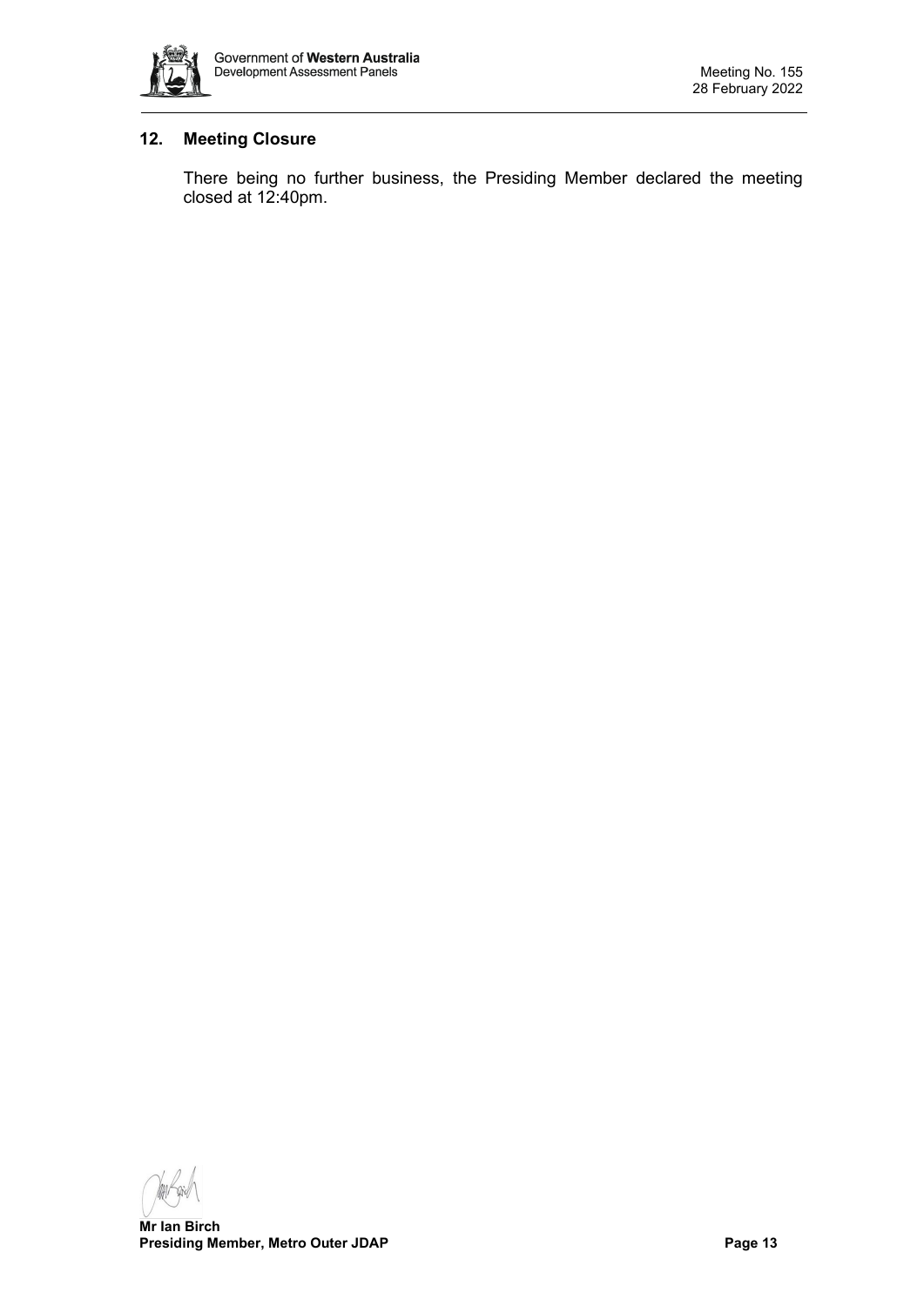## 12. Meeting Closure

There being no further business, the Presiding Member declared the meeting closed at 12:40pm.

**Mr Ian Birch**
**Presiding Member, Metro Outer JDAP**